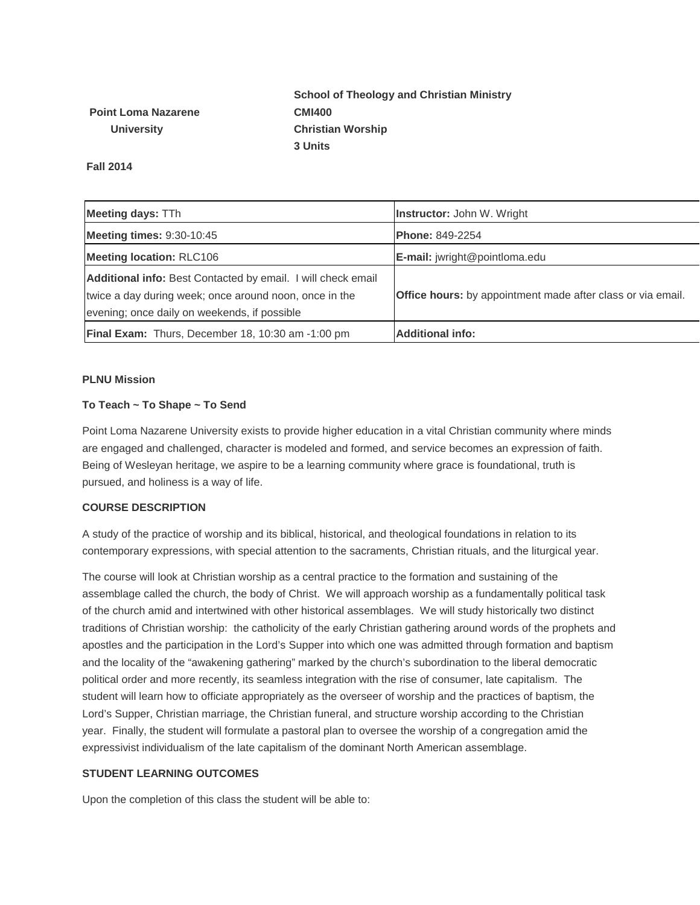**Point Loma Nazarene University**

**School of Theology and Christian Ministry**
**CMI400**
**Christian Worship**
**3 Units**

**Fall 2014**

| **Meeting days:** TTh | **Instructor:** John W. Wright |
|---|---|
| **Meeting times:** 9:30-10:45 | **Phone:** 849-2254 |
| **Meeting location:** RLC106 | **E-mail:** jwright@pointloma.edu |
| **Additional info:** Best Contacted by email. I will check email twice a day during week; once around noon, once in the evening; once daily on weekends, if possible | **Office hours:** by appointment made after class or via email. |
| **Final Exam:** Thurs, December 18, 10:30 am -1:00 pm | **Additional info:** |

**PLNU Mission**

**To Teach ~ To Shape ~ To Send**

Point Loma Nazarene University exists to provide higher education in a vital Christian community where minds are engaged and challenged, character is modeled and formed, and service becomes an expression of faith. Being of Wesleyan heritage, we aspire to be a learning community where grace is foundational, truth is pursued, and holiness is a way of life.

**COURSE DESCRIPTION**

A study of the practice of worship and its biblical, historical, and theological foundations in relation to its contemporary expressions, with special attention to the sacraments, Christian rituals, and the liturgical year.

The course will look at Christian worship as a central practice to the formation and sustaining of the assemblage called the church, the body of Christ. We will approach worship as a fundamentally political task of the church amid and intertwined with other historical assemblages. We will study historically two distinct traditions of Christian worship: the catholicity of the early Christian gathering around words of the prophets and apostles and the participation in the Lord's Supper into which one was admitted through formation and baptism and the locality of the "awakening gathering" marked by the church's subordination to the liberal democratic political order and more recently, its seamless integration with the rise of consumer, late capitalism. The student will learn how to officiate appropriately as the overseer of worship and the practices of baptism, the Lord's Supper, Christian marriage, the Christian funeral, and structure worship according to the Christian year. Finally, the student will formulate a pastoral plan to oversee the worship of a congregation amid the expressivist individualism of the late capitalism of the dominant North American assemblage.

**STUDENT LEARNING OUTCOMES**

Upon the completion of this class the student will be able to: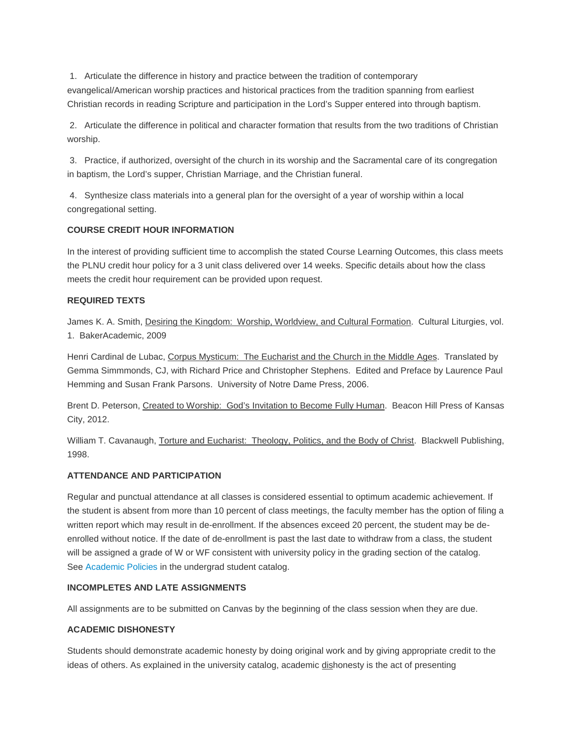1. Articulate the difference in history and practice between the tradition of contemporary evangelical/American worship practices and historical practices from the tradition spanning from earliest Christian records in reading Scripture and participation in the Lord's Supper entered into through baptism.

2. Articulate the difference in political and character formation that results from the two traditions of Christian worship.

3. Practice, if authorized, oversight of the church in its worship and the Sacramental care of its congregation in baptism, the Lord's supper, Christian Marriage, and the Christian funeral.

4. Synthesize class materials into a general plan for the oversight of a year of worship within a local congregational setting.

**COURSE CREDIT HOUR INFORMATION**

In the interest of providing sufficient time to accomplish the stated Course Learning Outcomes, this class meets the PLNU credit hour policy for a 3 unit class delivered over 14 weeks. Specific details about how the class meets the credit hour requirement can be provided upon request.

**REQUIRED TEXTS**

James K. A. Smith, Desiring the Kingdom: Worship, Worldview, and Cultural Formation. Cultural Liturgies, vol. 1. BakerAcademic, 2009

Henri Cardinal de Lubac, Corpus Mysticum: The Eucharist and the Church in the Middle Ages. Translated by Gemma Simmmonds, CJ, with Richard Price and Christopher Stephens. Edited and Preface by Laurence Paul Hemming and Susan Frank Parsons. University of Notre Dame Press, 2006.

Brent D. Peterson, Created to Worship: God's Invitation to Become Fully Human. Beacon Hill Press of Kansas City, 2012.

William T. Cavanaugh, Torture and Eucharist: Theology, Politics, and the Body of Christ. Blackwell Publishing, 1998.

**ATTENDANCE AND PARTICIPATION**

Regular and punctual attendance at all classes is considered essential to optimum academic achievement. If the student is absent from more than 10 percent of class meetings, the faculty member has the option of filing a written report which may result in de-enrollment. If the absences exceed 20 percent, the student may be de-enrolled without notice. If the date of de-enrollment is past the last date to withdraw from a class, the student will be assigned a grade of W or WF consistent with university policy in the grading section of the catalog. See Academic Policies in the undergrad student catalog.

**INCOMPLETES AND LATE ASSIGNMENTS**

All assignments are to be submitted on Canvas by the beginning of the class session when they are due.

**ACADEMIC DISHONESTY**

Students should demonstrate academic honesty by doing original work and by giving appropriate credit to the ideas of others. As explained in the university catalog, academic dishonesty is the act of presenting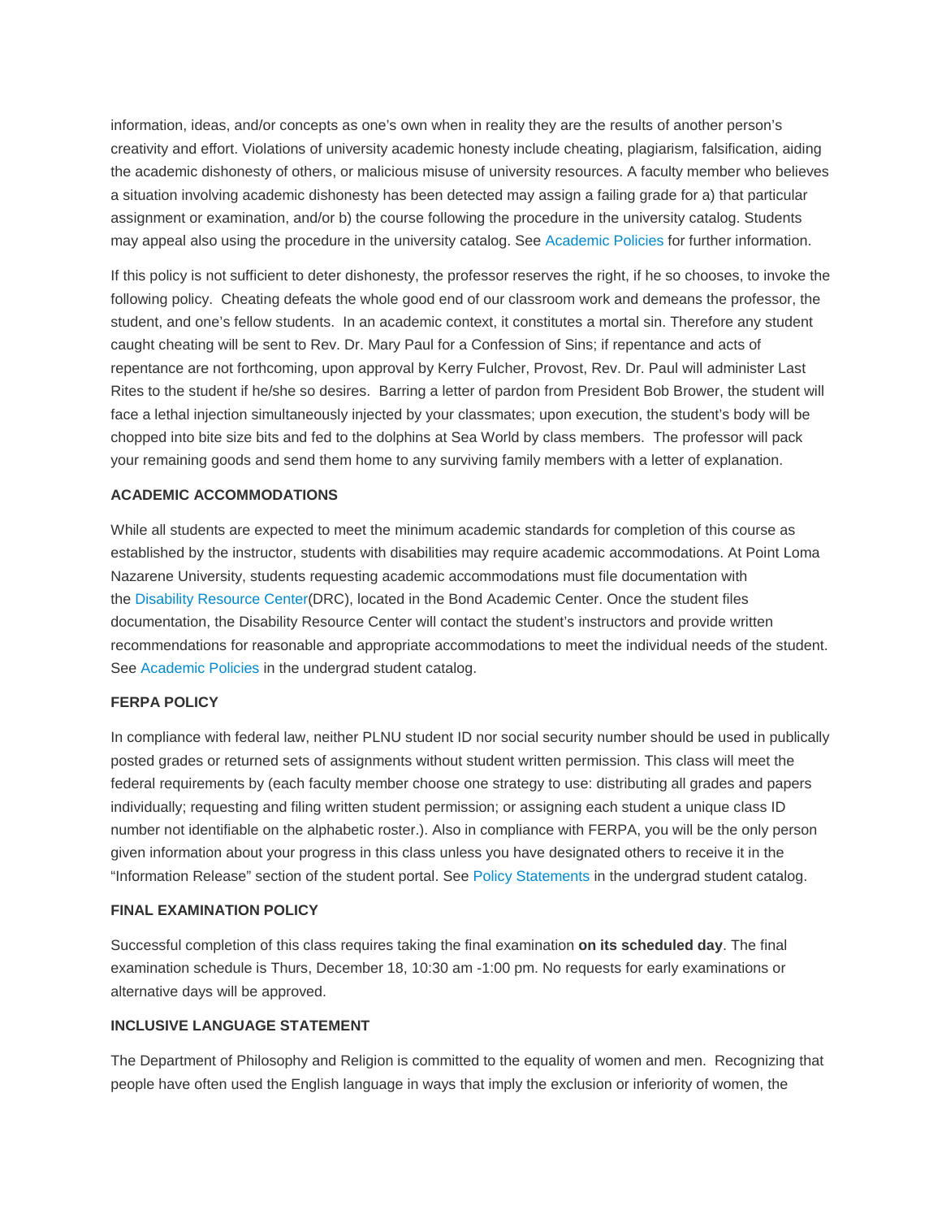information, ideas, and/or concepts as one's own when in reality they are the results of another person's creativity and effort. Violations of university academic honesty include cheating, plagiarism, falsification, aiding the academic dishonesty of others, or malicious misuse of university resources. A faculty member who believes a situation involving academic dishonesty has been detected may assign a failing grade for a) that particular assignment or examination, and/or b) the course following the procedure in the university catalog. Students may appeal also using the procedure in the university catalog. See Academic Policies for further information.

If this policy is not sufficient to deter dishonesty, the professor reserves the right, if he so chooses, to invoke the following policy. Cheating defeats the whole good end of our classroom work and demeans the professor, the student, and one's fellow students. In an academic context, it constitutes a mortal sin. Therefore any student caught cheating will be sent to Rev. Dr. Mary Paul for a Confession of Sins; if repentance and acts of repentance are not forthcoming, upon approval by Kerry Fulcher, Provost, Rev. Dr. Paul will administer Last Rites to the student if he/she so desires. Barring a letter of pardon from President Bob Brower, the student will face a lethal injection simultaneously injected by your classmates; upon execution, the student's body will be chopped into bite size bits and fed to the dolphins at Sea World by class members. The professor will pack your remaining goods and send them home to any surviving family members with a letter of explanation.

**ACADEMIC ACCOMMODATIONS**

While all students are expected to meet the minimum academic standards for completion of this course as established by the instructor, students with disabilities may require academic accommodations. At Point Loma Nazarene University, students requesting academic accommodations must file documentation with the Disability Resource Center(DRC), located in the Bond Academic Center. Once the student files documentation, the Disability Resource Center will contact the student's instructors and provide written recommendations for reasonable and appropriate accommodations to meet the individual needs of the student. See Academic Policies in the undergrad student catalog.

**FERPA POLICY**

In compliance with federal law, neither PLNU student ID nor social security number should be used in publically posted grades or returned sets of assignments without student written permission. This class will meet the federal requirements by (each faculty member choose one strategy to use: distributing all grades and papers individually; requesting and filing written student permission; or assigning each student a unique class ID number not identifiable on the alphabetic roster.). Also in compliance with FERPA, you will be the only person given information about your progress in this class unless you have designated others to receive it in the "Information Release" section of the student portal. See Policy Statements in the undergrad student catalog.

**FINAL EXAMINATION POLICY**

Successful completion of this class requires taking the final examination **on its scheduled day**. The final examination schedule is Thurs, December 18, 10:30 am -1:00 pm. No requests for early examinations or alternative days will be approved.

**INCLUSIVE LANGUAGE STATEMENT**

The Department of Philosophy and Religion is committed to the equality of women and men. Recognizing that people have often used the English language in ways that imply the exclusion or inferiority of women, the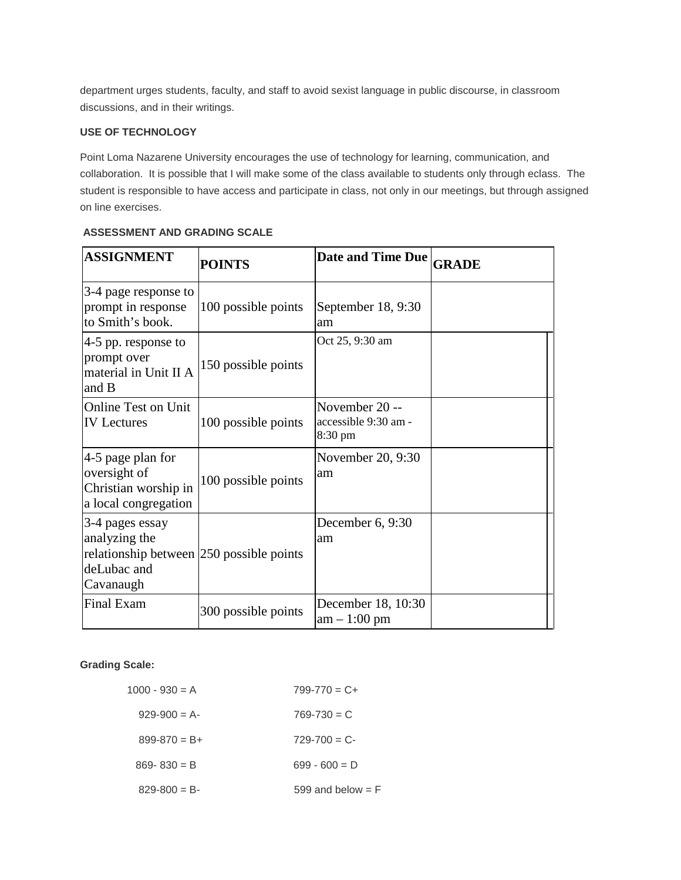department urges students, faculty, and staff to avoid sexist language in public discourse, in classroom discussions, and in their writings.

**USE OF TECHNOLOGY**

Point Loma Nazarene University encourages the use of technology for learning, communication, and collaboration. It is possible that I will make some of the class available to students only through eclass. The student is responsible to have access and participate in class, not only in our meetings, but through assigned on line exercises.

**ASSESSMENT AND GRADING SCALE**

| ASSIGNMENT | POINTS | Date and Time Due | GRADE |
|---|---|---|---|
| 3-4 page response to prompt in response to Smith's book. | 100 possible points | September 18, 9:30 am | |
| 4-5 pp. response to prompt over material in Unit II A and B | 150 possible points | Oct 25, 9:30 am | |
| Online Test on Unit IV Lectures | 100 possible points | November 20 -- accessible 9:30 am - 8:30 pm | |
| 4-5 page plan for oversight of Christian worship in a local congregation | 100 possible points | November 20, 9:30 am | |
| 3-4 pages essay analyzing the relationship between deLubac and Cavanaugh | 250 possible points | December 6, 9:30 am | |
| Final Exam | 300 possible points | December 18, 10:30 am – 1:00 pm | |

**Grading Scale:**

| | |
|---|---|
| 1000 - 930 = A | 799-770 = C+ |
| 929-900 = A- | 769-730 = C |
| 899-870 = B+ | 729-700 = C- |
| 869- 830 = B | 699 - 600 = D |
| 829-800 = B- | 599 and below = F |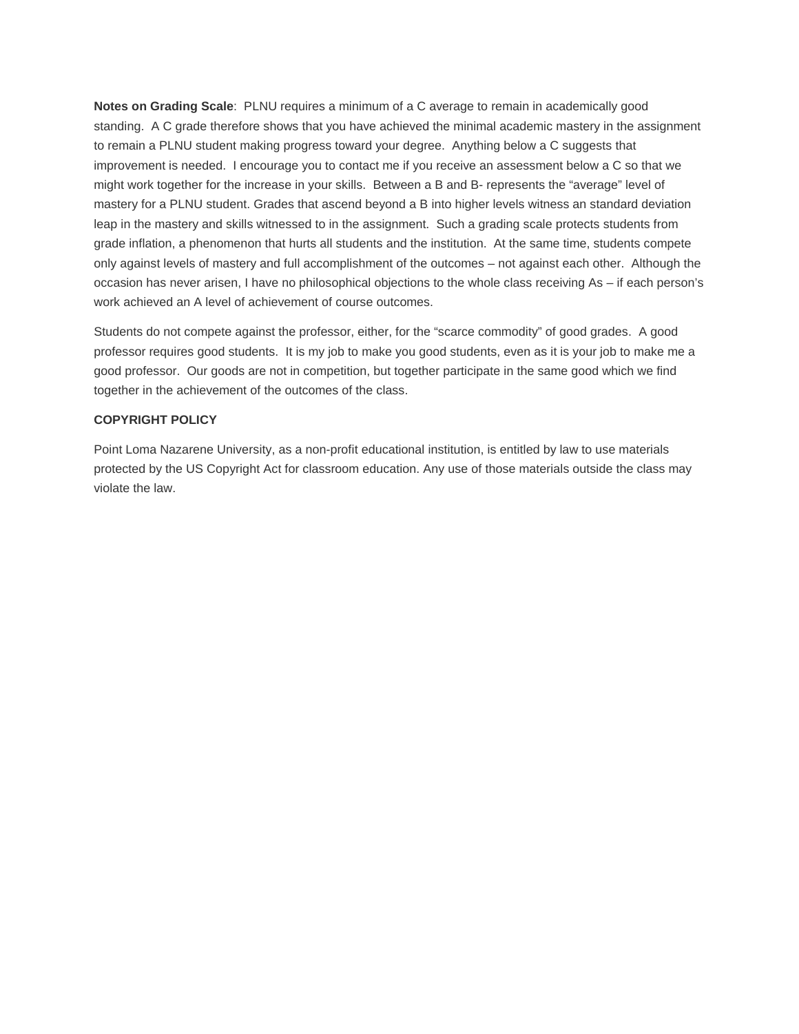**Notes on Grading Scale**: PLNU requires a minimum of a C average to remain in academically good standing. A C grade therefore shows that you have achieved the minimal academic mastery in the assignment to remain a PLNU student making progress toward your degree. Anything below a C suggests that improvement is needed. I encourage you to contact me if you receive an assessment below a C so that we might work together for the increase in your skills. Between a B and B- represents the "average" level of mastery for a PLNU student. Grades that ascend beyond a B into higher levels witness an standard deviation leap in the mastery and skills witnessed to in the assignment. Such a grading scale protects students from grade inflation, a phenomenon that hurts all students and the institution. At the same time, students compete only against levels of mastery and full accomplishment of the outcomes – not against each other. Although the occasion has never arisen, I have no philosophical objections to the whole class receiving As – if each person's work achieved an A level of achievement of course outcomes.

Students do not compete against the professor, either, for the "scarce commodity" of good grades. A good professor requires good students. It is my job to make you good students, even as it is your job to make me a good professor. Our goods are not in competition, but together participate in the same good which we find together in the achievement of the outcomes of the class.

**COPYRIGHT POLICY**

Point Loma Nazarene University, as a non-profit educational institution, is entitled by law to use materials protected by the US Copyright Act for classroom education. Any use of those materials outside the class may violate the law.